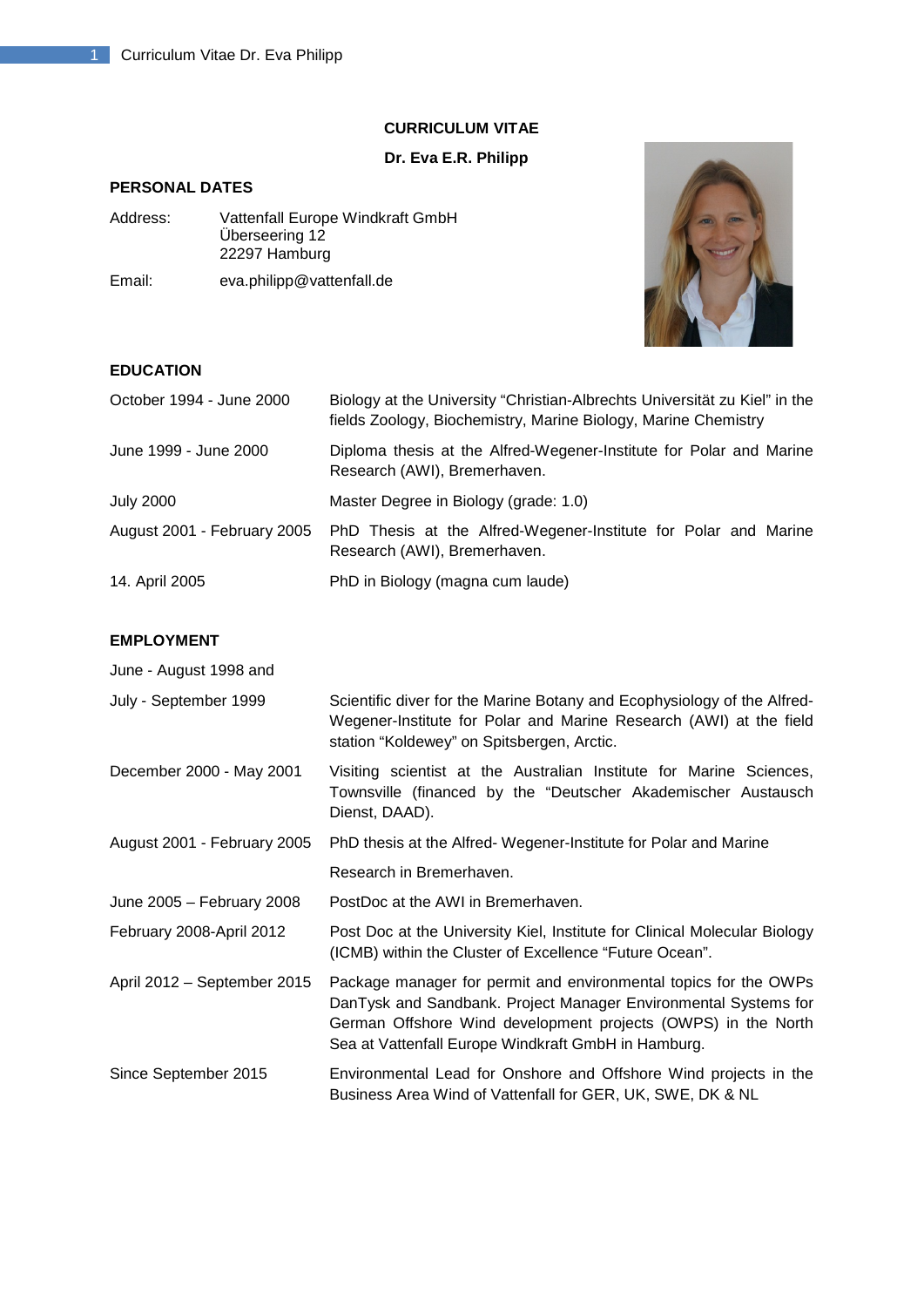# CURRICULUM VITAE

**Dr. Eva E.R. Philipp**

## PERSONAL DATES

| | |
|---|---|
| Address: | Vattenfall Europe Windkraft GmbH<br>Überseering 12<br>22297 Hamburg |
| Email: | eva.philipp@vattenfall.de |

## EDUCATION

| | |
|---|---|
| October 1994 - June 2000 | Biology at the University "Christian-Albrechts Universität zu Kiel" in the fields Zoology, Biochemistry, Marine Biology, Marine Chemistry |
| June 1999 - June 2000 | Diploma thesis at the Alfred-Wegener-Institute for Polar and Marine Research (AWI), Bremerhaven. |
| July 2000 | Master Degree in Biology (grade: 1.0) |
| August 2001 - February 2005 | PhD Thesis at the Alfred-Wegener-Institute for Polar and Marine Research (AWI), Bremerhaven. |
| 14. April 2005 | PhD in Biology (magna cum laude) |

## EMPLOYMENT

| | |
|---|---|
| June - August 1998 and<br>July - September 1999 | Scientific diver for the Marine Botany and Ecophysiology of the Alfred-Wegener-Institute for Polar and Marine Research (AWI) at the field station "Koldewey" on Spitsbergen, Arctic. |
| December 2000 - May 2001 | Visiting scientist at the Australian Institute for Marine Sciences, Townsville (financed by the "Deutscher Akademischer Austausch Dienst, DAAD). |
| August 2001 - February 2005 | PhD thesis at the Alfred- Wegener-Institute for Polar and Marine Research in Bremerhaven. |
| June 2005 – February 2008 | PostDoc at the AWI in Bremerhaven. |
| February 2008-April 2012 | Post Doc at the University Kiel, Institute for Clinical Molecular Biology (ICMB) within the Cluster of Excellence "Future Ocean". |
| April 2012 – September 2015 | Package manager for permit and environmental topics for the OWPs DanTysk and Sandbank. Project Manager Environmental Systems for German Offshore Wind development projects (OWPS) in the North Sea at Vattenfall Europe Windkraft GmbH in Hamburg. |
| Since September 2015 | Environmental Lead for Onshore and Offshore Wind projects in the Business Area Wind of Vattenfall for GER, UK, SWE, DK & NL |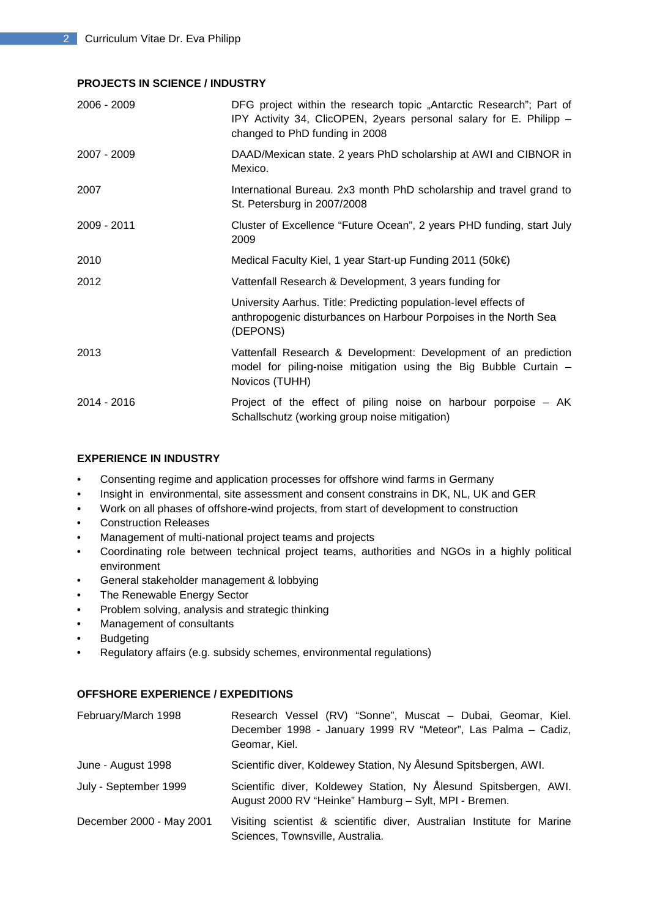## PROJECTS IN SCIENCE / INDUSTRY

| | |
|---|---|
| 2006 - 2009 | DFG project within the research topic „Antarctic Research"; Part of IPY Activity 34, ClicOPEN, 2years personal salary for E. Philipp – changed to PhD funding in 2008 |
| 2007 - 2009 | DAAD/Mexican state. 2 years PhD scholarship at AWI and CIBNOR in Mexico. |
| 2007 | International Bureau. 2x3 month PhD scholarship and travel grand to St. Petersburg in 2007/2008 |
| 2009 - 2011 | Cluster of Excellence "Future Ocean", 2 years PHD funding, start July 2009 |
| 2010 | Medical Faculty Kiel, 1 year Start-up Funding 2011 (50k€) |
| 2012 | Vattenfall Research & Development, 3 years funding for |
| | University Aarhus. Title: Predicting population-level effects of anthropogenic disturbances on Harbour Porpoises in the North Sea (DEPONS) |
| 2013 | Vattenfall Research & Development: Development of an prediction model for piling-noise mitigation using the Big Bubble Curtain – Novicos (TUHH) |
| 2014 - 2016 | Project of the effect of piling noise on harbour porpoise – AK Schallschutz (working group noise mitigation) |

## EXPERIENCE IN INDUSTRY

- Consenting regime and application processes for offshore wind farms in Germany
- Insight in environmental, site assessment and consent constrains in DK, NL, UK and GER
- Work on all phases of offshore-wind projects, from start of development to construction
- Construction Releases
- Management of multi-national project teams and projects
- Coordinating role between technical project teams, authorities and NGOs in a highly political environment
- General stakeholder management & lobbying
- The Renewable Energy Sector
- Problem solving, analysis and strategic thinking
- Management of consultants
- Budgeting
- Regulatory affairs (e.g. subsidy schemes, environmental regulations)

## OFFSHORE EXPERIENCE / EXPEDITIONS

| | |
|---|---|
| February/March 1998 | Research Vessel (RV) "Sonne", Muscat – Dubai, Geomar, Kiel. December 1998 - January 1999 RV "Meteor", Las Palma – Cadiz, Geomar, Kiel. |
| June - August 1998 | Scientific diver, Koldewey Station, Ny Ålesund Spitsbergen, AWI. |
| July - September 1999 | Scientific diver, Koldewey Station, Ny Ålesund Spitsbergen, AWI. August 2000 RV "Heinke" Hamburg – Sylt, MPI - Bremen. |
| December 2000 - May 2001 | Visiting scientist & scientific diver, Australian Institute for Marine Sciences, Townsville, Australia. |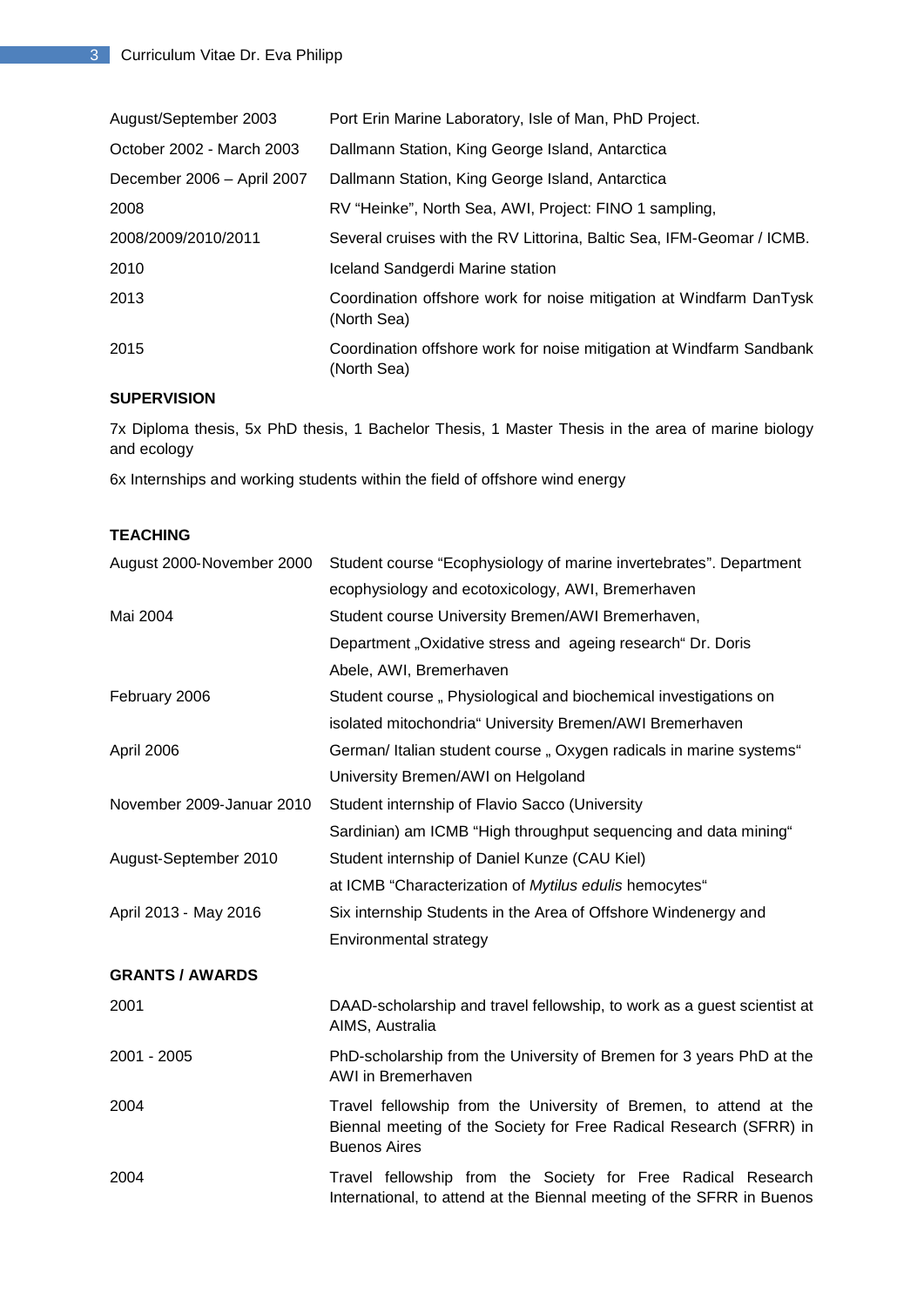| | |
|---|---|
| August/September 2003 | Port Erin Marine Laboratory, Isle of Man, PhD Project. |
| October 2002 - March 2003 | Dallmann Station, King George Island, Antarctica |
| December 2006 – April 2007 | Dallmann Station, King George Island, Antarctica |
| 2008 | RV “Heinke”, North Sea, AWI, Project: FINO 1 sampling, |
| 2008/2009/2010/2011 | Several cruises with the RV Littorina, Baltic Sea, IFM-Geomar / ICMB. |
| 2010 | Iceland Sandgerdi Marine station |
| 2013 | Coordination offshore work for noise mitigation at Windfarm DanTysk (North Sea) |
| 2015 | Coordination offshore work for noise mitigation at Windfarm Sandbank (North Sea) |

**SUPERVISION**

7x Diploma thesis, 5x PhD thesis, 1 Bachelor Thesis, 1 Master Thesis in the area of marine biology and ecology

6x Internships and working students within the field of offshore wind energy

**TEACHING**

| | |
|---|---|
| August 2000-November 2000 | Student course “Ecophysiology of marine invertebrates”. Department ecophysiology and ecotoxicology, AWI, Bremerhaven |
| Mai 2004 | Student course University Bremen/AWI Bremerhaven, Department „Oxidative stress and ageing research“ Dr. Doris Abele, AWI, Bremerhaven |
| February 2006 | Student course „ Physiological and biochemical investigations on isolated mitochondria“ University Bremen/AWI Bremerhaven |
| April 2006 | German/ Italian student course „ Oxygen radicals in marine systems“ University Bremen/AWI on Helgoland |
| November 2009-Januar 2010 | Student internship of Flavio Sacco (University Sardinian) am ICMB “High throughput sequencing and data mining“ |
| August-September 2010 | Student internship of Daniel Kunze (CAU Kiel) at ICMB “Characterization of *Mytilus edulis* hemocytes“ |
| April 2013 - May 2016 | Six internship Students in the Area of Offshore Windenergy and Environmental strategy |

**GRANTS / AWARDS**

| | |
|---|---|
| 2001 | DAAD-scholarship and travel fellowship, to work as a guest scientist at AIMS, Australia |
| 2001 - 2005 | PhD-scholarship from the University of Bremen for 3 years PhD at the AWI in Bremerhaven |
| 2004 | Travel fellowship from the University of Bremen, to attend at the Biennal meeting of the Society for Free Radical Research (SFRR) in Buenos Aires |
| 2004 | Travel fellowship from the Society for Free Radical Research International, to attend at the Biennal meeting of the SFRR in Buenos |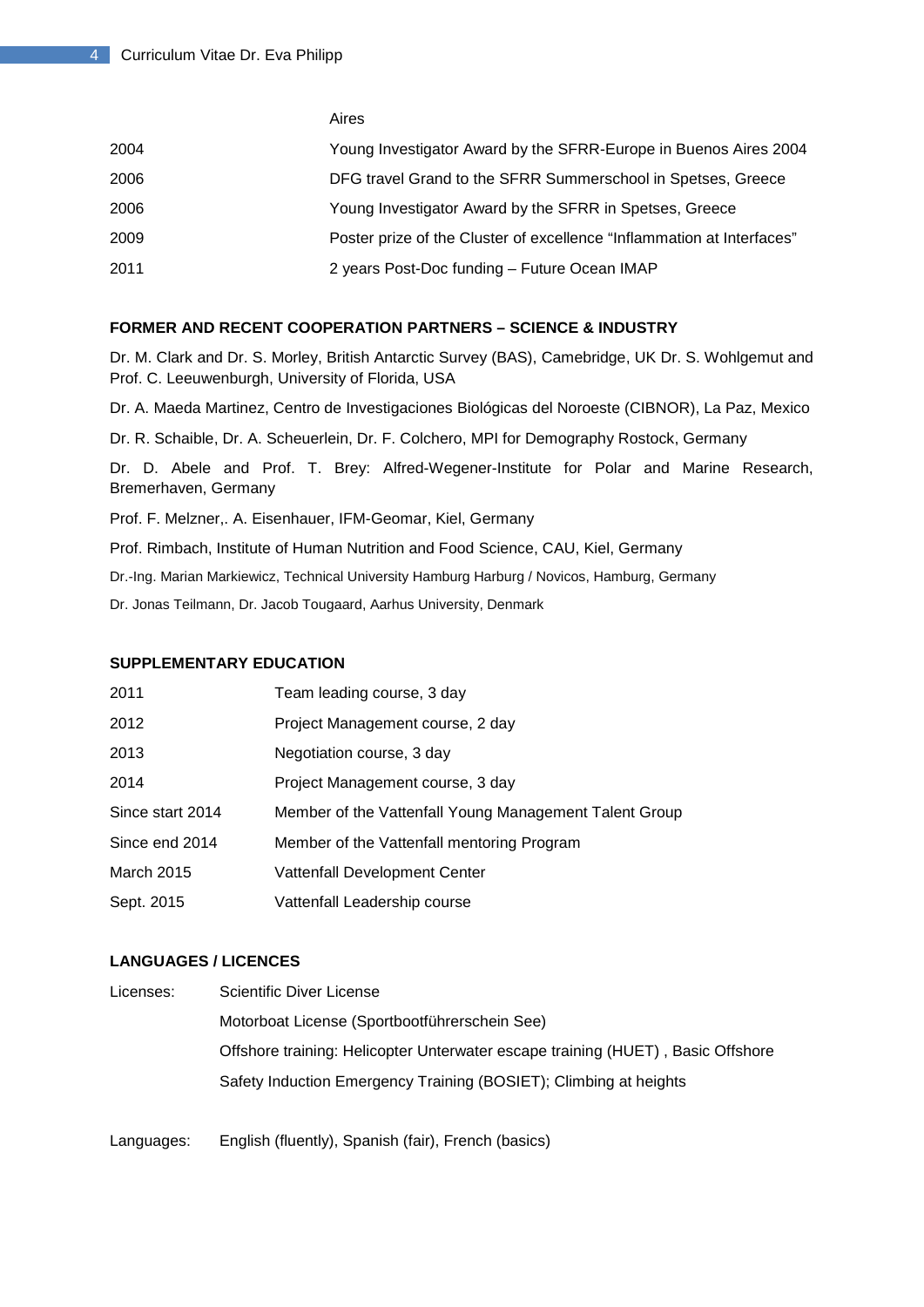| | |
|---|---|
| | Aires |
| 2004 | Young Investigator Award by the SFRR-Europe in Buenos Aires 2004 |
| 2006 | DFG travel Grand to the SFRR Summerschool in Spetses, Greece |
| 2006 | Young Investigator Award by the SFRR in Spetses, Greece |
| 2009 | Poster prize of the Cluster of excellence "Inflammation at Interfaces" |
| 2011 | 2 years Post-Doc funding – Future Ocean IMAP |

**FORMER AND RECENT COOPERATION PARTNERS – SCIENCE & INDUSTRY**

Dr. M. Clark and Dr. S. Morley, British Antarctic Survey (BAS), Camebridge, UK Dr. S. Wohlgemut and Prof. C. Leeuwenburgh, University of Florida, USA

Dr. A. Maeda Martinez, Centro de Investigaciones Biológicas del Noroeste (CIBNOR), La Paz, Mexico

Dr. R. Schaible, Dr. A. Scheuerlein, Dr. F. Colchero, MPI for Demography Rostock, Germany

Dr. D. Abele and Prof. T. Brey: Alfred-Wegener-Institute for Polar and Marine Research, Bremerhaven, Germany

Prof. F. Melzner,. A. Eisenhauer, IFM-Geomar, Kiel, Germany

Prof. Rimbach, Institute of Human Nutrition and Food Science, CAU, Kiel, Germany

Dr.-Ing. Marian Markiewicz, Technical University Hamburg Harburg / Novicos, Hamburg, Germany

Dr. Jonas Teilmann, Dr. Jacob Tougaard, Aarhus University, Denmark

**SUPPLEMENTARY EDUCATION**

| | |
|---|---|
| 2011 | Team leading course, 3 day |
| 2012 | Project Management course, 2 day |
| 2013 | Negotiation course, 3 day |
| 2014 | Project Management course, 3 day |
| Since start 2014 | Member of the Vattenfall Young Management Talent Group |
| Since end 2014 | Member of the Vattenfall mentoring Program |
| March 2015 | Vattenfall Development Center |
| Sept. 2015 | Vattenfall Leadership course |

**LANGUAGES / LICENCES**

Licenses: Scientific Diver License

Motorboat License (Sportbootführerschein See)

Offshore training: Helicopter Unterwater escape training (HUET) , Basic Offshore Safety Induction Emergency Training (BOSIET); Climbing at heights

Languages: English (fluently), Spanish (fair), French (basics)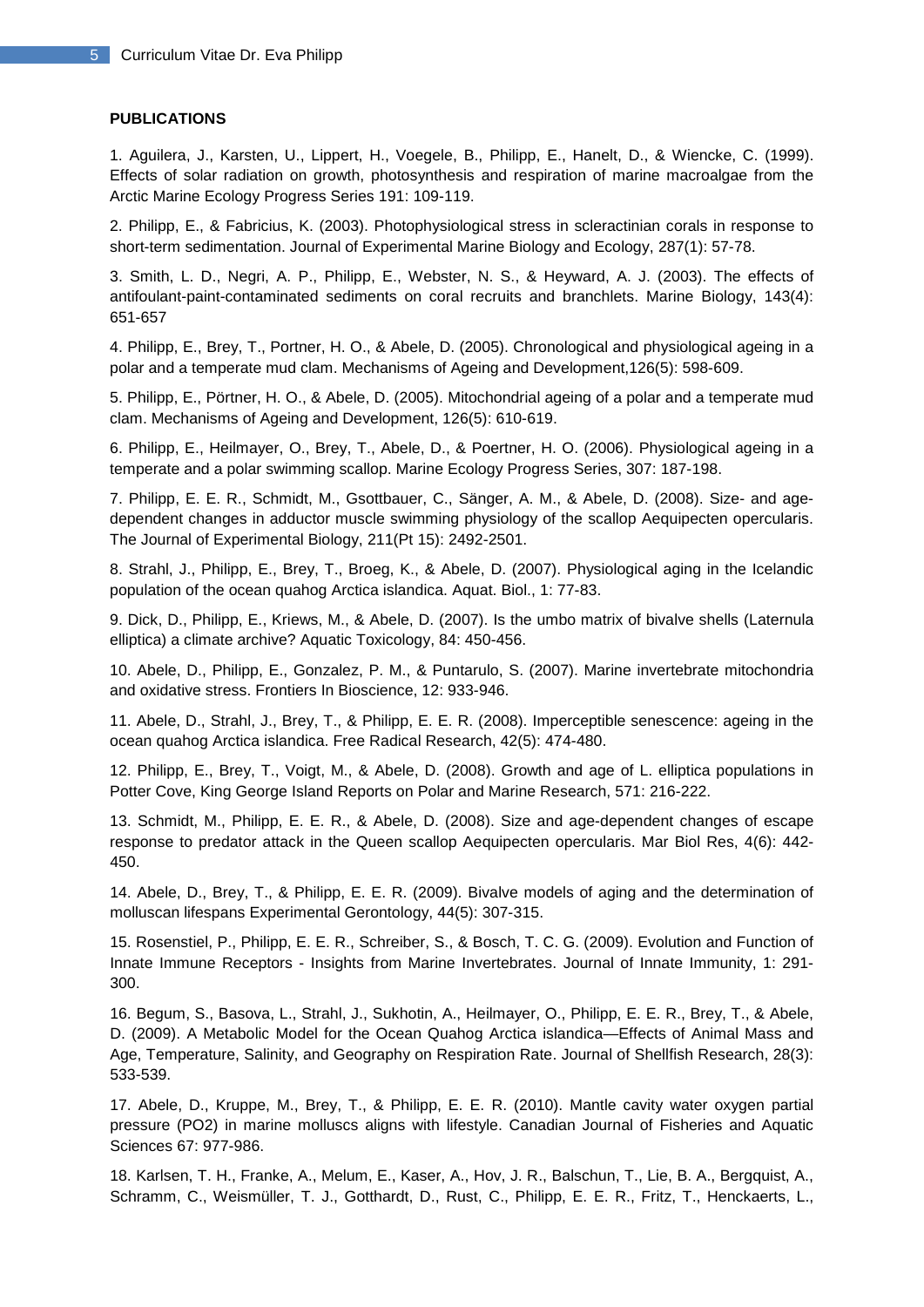**PUBLICATIONS**

1. Aguilera, J., Karsten, U., Lippert, H., Voegele, B., Philipp, E., Hanelt, D., & Wiencke, C. (1999). Effects of solar radiation on growth, photosynthesis and respiration of marine macroalgae from the Arctic Marine Ecology Progress Series 191: 109-119.

2. Philipp, E., & Fabricius, K. (2003). Photophysiological stress in scleractinian corals in response to short-term sedimentation. Journal of Experimental Marine Biology and Ecology, 287(1): 57-78.

3. Smith, L. D., Negri, A. P., Philipp, E., Webster, N. S., & Heyward, A. J. (2003). The effects of antifoulant-paint-contaminated sediments on coral recruits and branchlets. Marine Biology, 143(4): 651-657

4. Philipp, E., Brey, T., Portner, H. O., & Abele, D. (2005). Chronological and physiological ageing in a polar and a temperate mud clam. Mechanisms of Ageing and Development,126(5): 598-609.

5. Philipp, E., Pörtner, H. O., & Abele, D. (2005). Mitochondrial ageing of a polar and a temperate mud clam. Mechanisms of Ageing and Development, 126(5): 610-619.

6. Philipp, E., Heilmayer, O., Brey, T., Abele, D., & Poertner, H. O. (2006). Physiological ageing in a temperate and a polar swimming scallop. Marine Ecology Progress Series, 307: 187-198.

7. Philipp, E. E. R., Schmidt, M., Gsottbauer, C., Sänger, A. M., & Abele, D. (2008). Size- and age-dependent changes in adductor muscle swimming physiology of the scallop Aequipecten opercularis. The Journal of Experimental Biology, 211(Pt 15): 2492-2501.

8. Strahl, J., Philipp, E., Brey, T., Broeg, K., & Abele, D. (2007). Physiological aging in the Icelandic population of the ocean quahog Arctica islandica. Aquat. Biol., 1: 77-83.

9. Dick, D., Philipp, E., Kriews, M., & Abele, D. (2007). Is the umbo matrix of bivalve shells (Laternula elliptica) a climate archive? Aquatic Toxicology, 84: 450-456.

10. Abele, D., Philipp, E., Gonzalez, P. M., & Puntarulo, S. (2007). Marine invertebrate mitochondria and oxidative stress. Frontiers In Bioscience, 12: 933-946.

11. Abele, D., Strahl, J., Brey, T., & Philipp, E. E. R. (2008). Imperceptible senescence: ageing in the ocean quahog Arctica islandica. Free Radical Research, 42(5): 474-480.

12. Philipp, E., Brey, T., Voigt, M., & Abele, D. (2008). Growth and age of L. elliptica populations in Potter Cove, King George Island Reports on Polar and Marine Research, 571: 216-222.

13. Schmidt, M., Philipp, E. E. R., & Abele, D. (2008). Size and age-dependent changes of escape response to predator attack in the Queen scallop Aequipecten opercularis. Mar Biol Res, 4(6): 442-450.

14. Abele, D., Brey, T., & Philipp, E. E. R. (2009). Bivalve models of aging and the determination of molluscan lifespans Experimental Gerontology, 44(5): 307-315.

15. Rosenstiel, P., Philipp, E. E. R., Schreiber, S., & Bosch, T. C. G. (2009). Evolution and Function of Innate Immune Receptors - Insights from Marine Invertebrates. Journal of Innate Immunity, 1: 291-300.

16. Begum, S., Basova, L., Strahl, J., Sukhotin, A., Heilmayer, O., Philipp, E. E. R., Brey, T., & Abele, D. (2009). A Metabolic Model for the Ocean Quahog Arctica islandica—Effects of Animal Mass and Age, Temperature, Salinity, and Geography on Respiration Rate. Journal of Shellfish Research, 28(3): 533-539.

17. Abele, D., Kruppe, M., Brey, T., & Philipp, E. E. R. (2010). Mantle cavity water oxygen partial pressure (PO2) in marine molluscs aligns with lifestyle. Canadian Journal of Fisheries and Aquatic Sciences 67: 977-986.

18. Karlsen, T. H., Franke, A., Melum, E., Kaser, A., Hov, J. R., Balschun, T., Lie, B. A., Bergquist, A., Schramm, C., Weismüller, T. J., Gotthardt, D., Rust, C., Philipp, E. E. R., Fritz, T., Henckaerts, L.,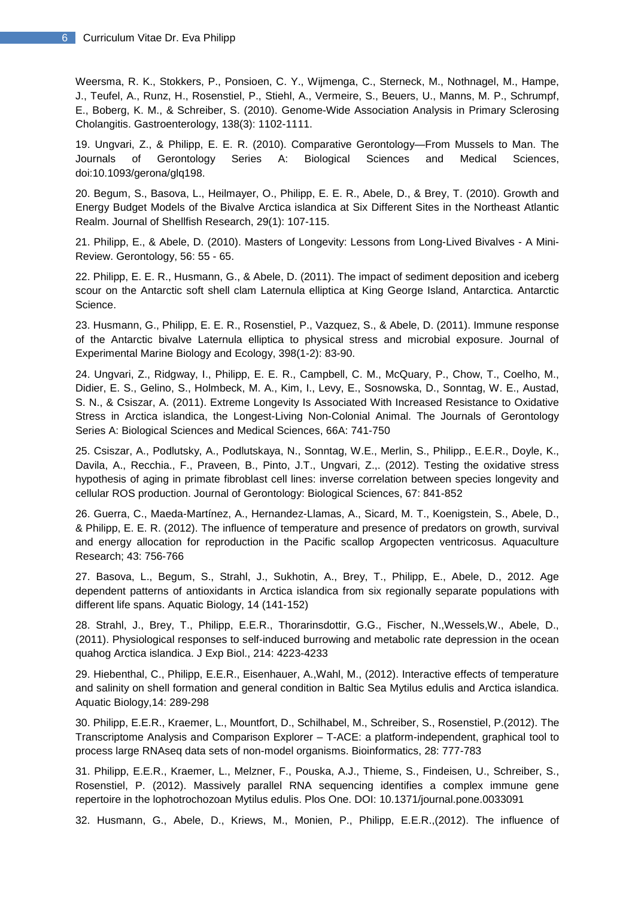Weersma, R. K., Stokkers, P., Ponsioen, C. Y., Wijmenga, C., Sterneck, M., Nothnagel, M., Hampe, J., Teufel, A., Runz, H., Rosenstiel, P., Stiehl, A., Vermeire, S., Beuers, U., Manns, M. P., Schrumpf, E., Boberg, K. M., & Schreiber, S. (2010). Genome-Wide Association Analysis in Primary Sclerosing Cholangitis. Gastroenterology, 138(3): 1102-1111.

19. Ungvari, Z., & Philipp, E. E. R. (2010). Comparative Gerontology—From Mussels to Man. The Journals of Gerontology Series A: Biological Sciences and Medical Sciences, doi:10.1093/gerona/glq198.

20. Begum, S., Basova, L., Heilmayer, O., Philipp, E. E. R., Abele, D., & Brey, T. (2010). Growth and Energy Budget Models of the Bivalve Arctica islandica at Six Different Sites in the Northeast Atlantic Realm. Journal of Shellfish Research, 29(1): 107-115.

21. Philipp, E., & Abele, D. (2010). Masters of Longevity: Lessons from Long-Lived Bivalves - A Mini-Review. Gerontology, 56: 55 - 65.

22. Philipp, E. E. R., Husmann, G., & Abele, D. (2011). The impact of sediment deposition and iceberg scour on the Antarctic soft shell clam Laternula elliptica at King George Island, Antarctica. Antarctic Science.

23. Husmann, G., Philipp, E. E. R., Rosenstiel, P., Vazquez, S., & Abele, D. (2011). Immune response of the Antarctic bivalve Laternula elliptica to physical stress and microbial exposure. Journal of Experimental Marine Biology and Ecology, 398(1-2): 83-90.

24. Ungvari, Z., Ridgway, I., Philipp, E. E. R., Campbell, C. M., McQuary, P., Chow, T., Coelho, M., Didier, E. S., Gelino, S., Holmbeck, M. A., Kim, I., Levy, E., Sosnowska, D., Sonntag, W. E., Austad, S. N., & Csiszar, A. (2011). Extreme Longevity Is Associated With Increased Resistance to Oxidative Stress in Arctica islandica, the Longest-Living Non-Colonial Animal. The Journals of Gerontology Series A: Biological Sciences and Medical Sciences, 66A: 741-750

25. Csiszar, A., Podlutsky, A., Podlutskaya, N., Sonntag, W.E., Merlin, S., Philipp., E.E.R., Doyle, K., Davila, A., Recchia., F., Praveen, B., Pinto, J.T., Ungvari, Z.,. (2012). Testing the oxidative stress hypothesis of aging in primate fibroblast cell lines: inverse correlation between species longevity and cellular ROS production. Journal of Gerontology: Biological Sciences, 67: 841-852

26. Guerra, C., Maeda-Martínez, A., Hernandez-Llamas, A., Sicard, M. T., Koenigstein, S., Abele, D., & Philipp, E. E. R. (2012). The influence of temperature and presence of predators on growth, survival and energy allocation for reproduction in the Pacific scallop Argopecten ventricosus. Aquaculture Research; 43: 756-766

27. Basova, L., Begum, S., Strahl, J., Sukhotin, A., Brey, T., Philipp, E., Abele, D., 2012. Age dependent patterns of antioxidants in Arctica islandica from six regionally separate populations with different life spans. Aquatic Biology, 14 (141-152)

28. Strahl, J., Brey, T., Philipp, E.E.R., Thorarinsdottir, G.G., Fischer, N.,Wessels,W., Abele, D., (2011). Physiological responses to self-induced burrowing and metabolic rate depression in the ocean quahog Arctica islandica. J Exp Biol., 214: 4223-4233

29. Hiebenthal, C., Philipp, E.E.R., Eisenhauer, A.,Wahl, M., (2012). Interactive effects of temperature and salinity on shell formation and general condition in Baltic Sea Mytilus edulis and Arctica islandica. Aquatic Biology,14: 289-298

30. Philipp, E.E.R., Kraemer, L., Mountfort, D., Schilhabel, M., Schreiber, S., Rosenstiel, P.(2012). The Transcriptome Analysis and Comparison Explorer – T-ACE: a platform-independent, graphical tool to process large RNAseq data sets of non-model organisms. Bioinformatics, 28: 777-783

31. Philipp, E.E.R., Kraemer, L., Melzner, F., Pouska, A.J., Thieme, S., Findeisen, U., Schreiber, S., Rosenstiel, P. (2012). Massively parallel RNA sequencing identifies a complex immune gene repertoire in the lophotrochozoan Mytilus edulis. Plos One. DOI: 10.1371/journal.pone.0033091

32. Husmann, G., Abele, D., Kriews, M., Monien, P., Philipp, E.E.R.,(2012). The influence of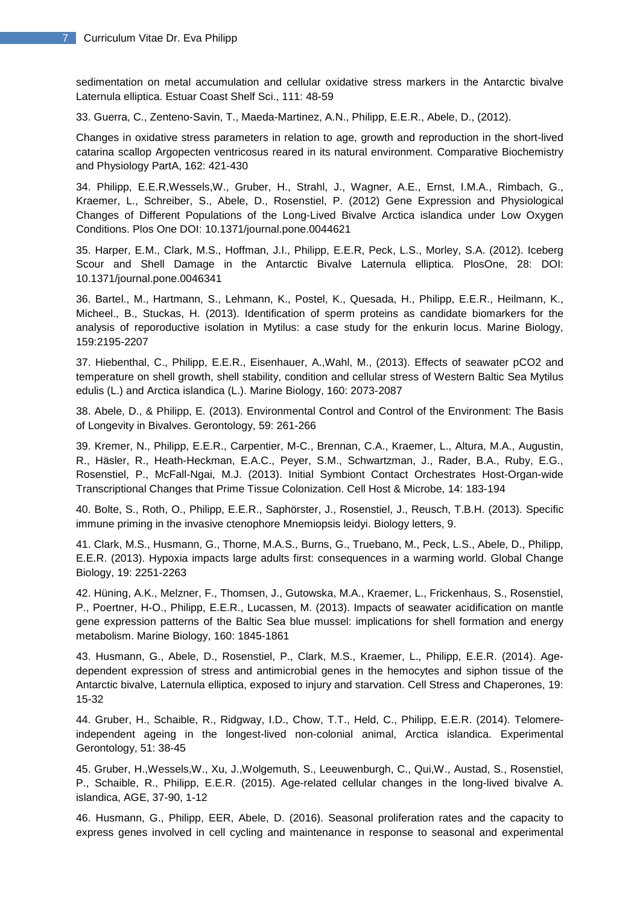sedimentation on metal accumulation and cellular oxidative stress markers in the Antarctic bivalve Laternula elliptica. Estuar Coast Shelf Sci., 111: 48-59

33. Guerra, C., Zenteno-Savin, T., Maeda-Martinez, A.N., Philipp, E.E.R., Abele, D., (2012).

Changes in oxidative stress parameters in relation to age, growth and reproduction in the short-lived catarina scallop Argopecten ventricosus reared in its natural environment. Comparative Biochemistry and Physiology PartA, 162: 421-430

34. Philipp, E.E.R,Wessels,W., Gruber, H., Strahl, J., Wagner, A.E., Ernst, I.M.A., Rimbach, G., Kraemer, L., Schreiber, S., Abele, D., Rosenstiel, P. (2012) Gene Expression and Physiological Changes of Different Populations of the Long-Lived Bivalve Arctica islandica under Low Oxygen Conditions. Plos One DOI: 10.1371/journal.pone.0044621

35. Harper, E.M., Clark, M.S., Hoffman, J.I., Philipp, E.E.R, Peck, L.S., Morley, S.A. (2012). Iceberg Scour and Shell Damage in the Antarctic Bivalve Laternula elliptica. PlosOne, 28: DOI: 10.1371/journal.pone.0046341

36. Bartel., M., Hartmann, S., Lehmann, K., Postel, K., Quesada, H., Philipp, E.E.R., Heilmann, K., Micheel., B., Stuckas, H. (2013). Identification of sperm proteins as candidate biomarkers for the analysis of reporoductive isolation in Mytilus: a case study for the enkurin locus. Marine Biology, 159:2195-2207

37. Hiebenthal, C., Philipp, E.E.R., Eisenhauer, A.,Wahl, M., (2013). Effects of seawater pCO2 and temperature on shell growth, shell stability, condition and cellular stress of Western Baltic Sea Mytilus edulis (L.) and Arctica islandica (L.). Marine Biology, 160: 2073-2087

38. Abele, D., & Philipp, E. (2013). Environmental Control and Control of the Environment: The Basis of Longevity in Bivalves. Gerontology, 59: 261-266

39. Kremer, N., Philipp, E.E.R., Carpentier, M-C., Brennan, C.A., Kraemer, L., Altura, M.A., Augustin, R., Häsler, R., Heath-Heckman, E.A.C., Peyer, S.M., Schwartzman, J., Rader, B.A., Ruby, E.G., Rosenstiel, P., McFall-Ngai, M.J. (2013). Initial Symbiont Contact Orchestrates Host-Organ-wide Transcriptional Changes that Prime Tissue Colonization. Cell Host & Microbe, 14: 183-194

40. Bolte, S., Roth, O., Philipp, E.E.R., Saphörster, J., Rosenstiel, J., Reusch, T.B.H. (2013). Specific immune priming in the invasive ctenophore Mnemiopsis leidyi. Biology letters, 9.

41. Clark, M.S., Husmann, G., Thorne, M.A.S., Burns, G., Truebano, M., Peck, L.S., Abele, D., Philipp, E.E.R. (2013). Hypoxia impacts large adults first: consequences in a warming world. Global Change Biology, 19: 2251-2263

42. Hüning, A.K., Melzner, F., Thomsen, J., Gutowska, M.A., Kraemer, L., Frickenhaus, S., Rosenstiel, P., Poertner, H-O., Philipp, E.E.R., Lucassen, M. (2013). Impacts of seawater acidification on mantle gene expression patterns of the Baltic Sea blue mussel: implications for shell formation and energy metabolism. Marine Biology, 160: 1845-1861

43. Husmann, G., Abele, D., Rosenstiel, P., Clark, M.S., Kraemer, L., Philipp, E.E.R. (2014). Age-dependent expression of stress and antimicrobial genes in the hemocytes and siphon tissue of the Antarctic bivalve, Laternula elliptica, exposed to injury and starvation. Cell Stress and Chaperones, 19: 15-32

44. Gruber, H., Schaible, R., Ridgway, I.D., Chow, T.T., Held, C., Philipp, E.E.R. (2014). Telomere-independent ageing in the longest-lived non-colonial animal, Arctica islandica. Experimental Gerontology, 51: 38-45

45. Gruber, H.,Wessels,W., Xu, J.,Wolgemuth, S., Leeuwenburgh, C., Qui,W., Austad, S., Rosenstiel, P., Schaible, R., Philipp, E.E.R. (2015). Age-related cellular changes in the long-lived bivalve A. islandica, AGE, 37-90, 1-12

46. Husmann, G., Philipp, EER, Abele, D. (2016). Seasonal proliferation rates and the capacity to express genes involved in cell cycling and maintenance in response to seasonal and experimental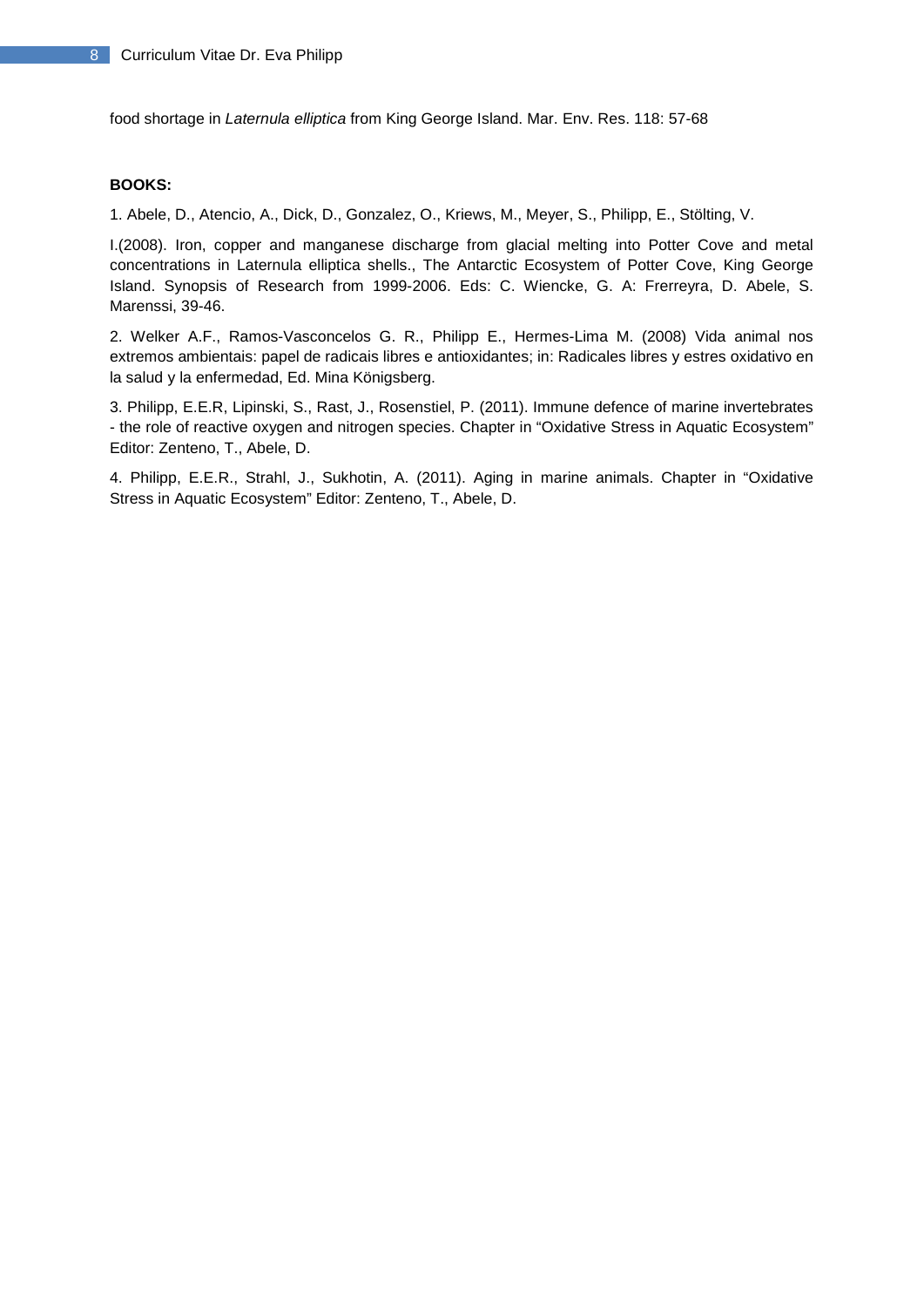food shortage in *Laternula elliptica* from King George Island. Mar. Env. Res. 118: 57-68

**BOOKS:**

1. Abele, D., Atencio, A., Dick, D., Gonzalez, O., Kriews, M., Meyer, S., Philipp, E., Stölting, V.

I.(2008). Iron, copper and manganese discharge from glacial melting into Potter Cove and metal concentrations in Laternula elliptica shells., The Antarctic Ecosystem of Potter Cove, King George Island. Synopsis of Research from 1999-2006. Eds: C. Wiencke, G. A: Frerreyra, D. Abele, S. Marenssi, 39-46.

2. Welker A.F., Ramos-Vasconcelos G. R., Philipp E., Hermes-Lima M. (2008) Vida animal nos extremos ambientais: papel de radicais libres e antioxidantes; in: Radicales libres y estres oxidativo en la salud y la enfermedad, Ed. Mina Königsberg.

3. Philipp, E.E.R, Lipinski, S., Rast, J., Rosenstiel, P. (2011). Immune defence of marine invertebrates - the role of reactive oxygen and nitrogen species. Chapter in "Oxidative Stress in Aquatic Ecosystem" Editor: Zenteno, T., Abele, D.

4. Philipp, E.E.R., Strahl, J., Sukhotin, A. (2011). Aging in marine animals. Chapter in "Oxidative Stress in Aquatic Ecosystem" Editor: Zenteno, T., Abele, D.